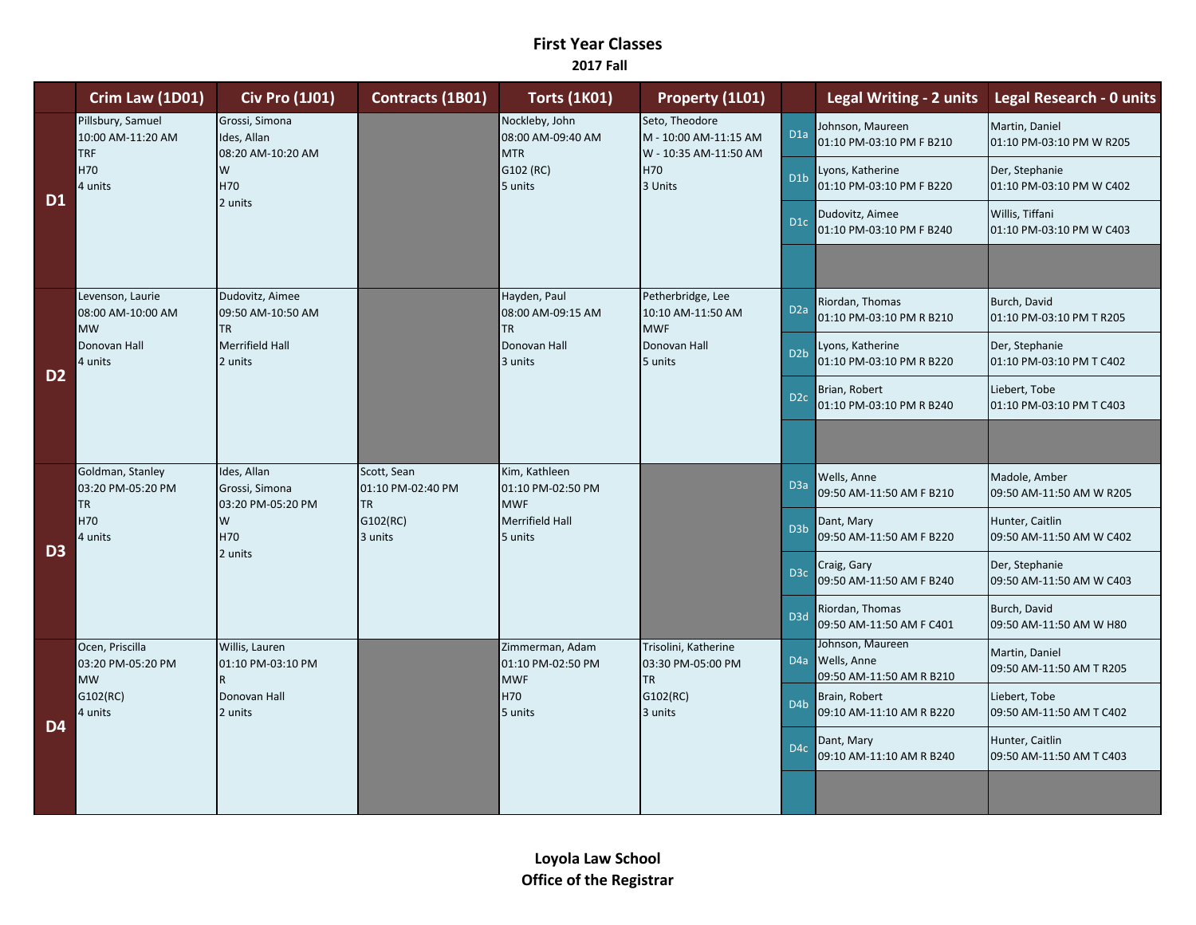# First Year Classes

## 2017 Fall

| | Crim Law (1D01) | Civ Pro (1J01) | Contracts (1B01) | Torts (1K01) | Property (1L01) |
|---|---|---|---|---|---|
| D1 | Pillsbury, Samuel<br>10:00 AM-11:20 AM<br>TRF<br>H70<br>4 units | Grossi, Simona<br>Ides, Allan<br>08:20 AM-10:20 AM<br>W<br>H70<br>2 units | | Nockleby, John<br>08:00 AM-09:40 AM<br>MTR<br>G102 (RC)<br>5 units | Seto, Theodore<br>M - 10:00 AM-11:15 AM<br>W - 10:35 AM-11:50 AM<br>H70<br>3 Units |
| D2 | Levenson, Laurie<br>08:00 AM-10:00 AM<br>MW<br>Donovan Hall<br>4 units | Dudovitz, Aimee<br>09:50 AM-10:50 AM<br>TR<br>Merrifield Hall<br>2 units | | Hayden, Paul<br>08:00 AM-09:15 AM<br>TR<br>Donovan Hall<br>3 units | Petherbridge, Lee<br>10:10 AM-11:50 AM<br>MWF<br>Donovan Hall<br>5 units |
| D3 | Goldman, Stanley<br>03:20 PM-05:20 PM<br>TR<br>H70<br>4 units | Ides, Allan<br>Grossi, Simona<br>03:20 PM-05:20 PM<br>W<br>H70<br>2 units | Scott, Sean<br>01:10 PM-02:40 PM<br>TR<br>G102(RC)<br>3 units | Kim, Kathleen<br>01:10 PM-02:50 PM<br>MWF<br>Merrifield Hall<br>5 units | |
| D4 | Ocen, Priscilla<br>03:20 PM-05:20 PM<br>MW<br>G102(RC)<br>4 units | Willis, Lauren<br>01:10 PM-03:10 PM<br>R<br>Donovan Hall<br>2 units | | Zimmerman, Adam<br>01:10 PM-02:50 PM<br>MWF<br>H70<br>5 units | Trisolini, Katherine<br>03:30 PM-05:00 PM<br>TR<br>G102(RC)<br>3 units |

| | Legal Writing - 2 units | Legal Research - 0 units |
|---|---|---|
| D1a | Johnson, Maureen<br>01:10 PM-03:10 PM F B210 | Martin, Daniel<br>01:10 PM-03:10 PM W R205 |
| D1b | Lyons, Katherine<br>01:10 PM-03:10 PM F B220 | Der, Stephanie<br>01:10 PM-03:10 PM W C402 |
| D1c | Dudovitz, Aimee<br>01:10 PM-03:10 PM F B240 | Willis, Tiffani<br>01:10 PM-03:10 PM W C403 |
| D2a | Riordan, Thomas<br>01:10 PM-03:10 PM R B210 | Burch, David<br>01:10 PM-03:10 PM T R205 |
| D2b | Lyons, Katherine<br>01:10 PM-03:10 PM R B220 | Der, Stephanie<br>01:10 PM-03:10 PM T C402 |
| D2c | Brian, Robert<br>01:10 PM-03:10 PM R B240 | Liebert, Tobe<br>01:10 PM-03:10 PM T C403 |
| D3a | Wells, Anne<br>09:50 AM-11:50 AM F B210 | Madole, Amber<br>09:50 AM-11:50 AM W R205 |
| D3b | Dant, Mary<br>09:50 AM-11:50 AM F B220 | Hunter, Caitlin<br>09:50 AM-11:50 AM W C402 |
| D3c | Craig, Gary<br>09:50 AM-11:50 AM F B240 | Der, Stephanie<br>09:50 AM-11:50 AM W C403 |
| D3d | Riordan, Thomas<br>09:50 AM-11:50 AM F C401 | Burch, David<br>09:50 AM-11:50 AM W H80 |
| D4a | Johnson, Maureen<br>Wells, Anne<br>09:50 AM-11:50 AM R B210 | Martin, Daniel<br>09:50 AM-11:50 AM T R205 |
| D4b | Brain, Robert<br>09:10 AM-11:10 AM R B220 | Liebert, Tobe<br>09:50 AM-11:50 AM T C402 |
| D4c | Dant, Mary<br>09:10 AM-11:10 AM R B240 | Hunter, Caitlin<br>09:50 AM-11:50 AM T C403 |

**Loyola Law School**
**Office of the Registrar**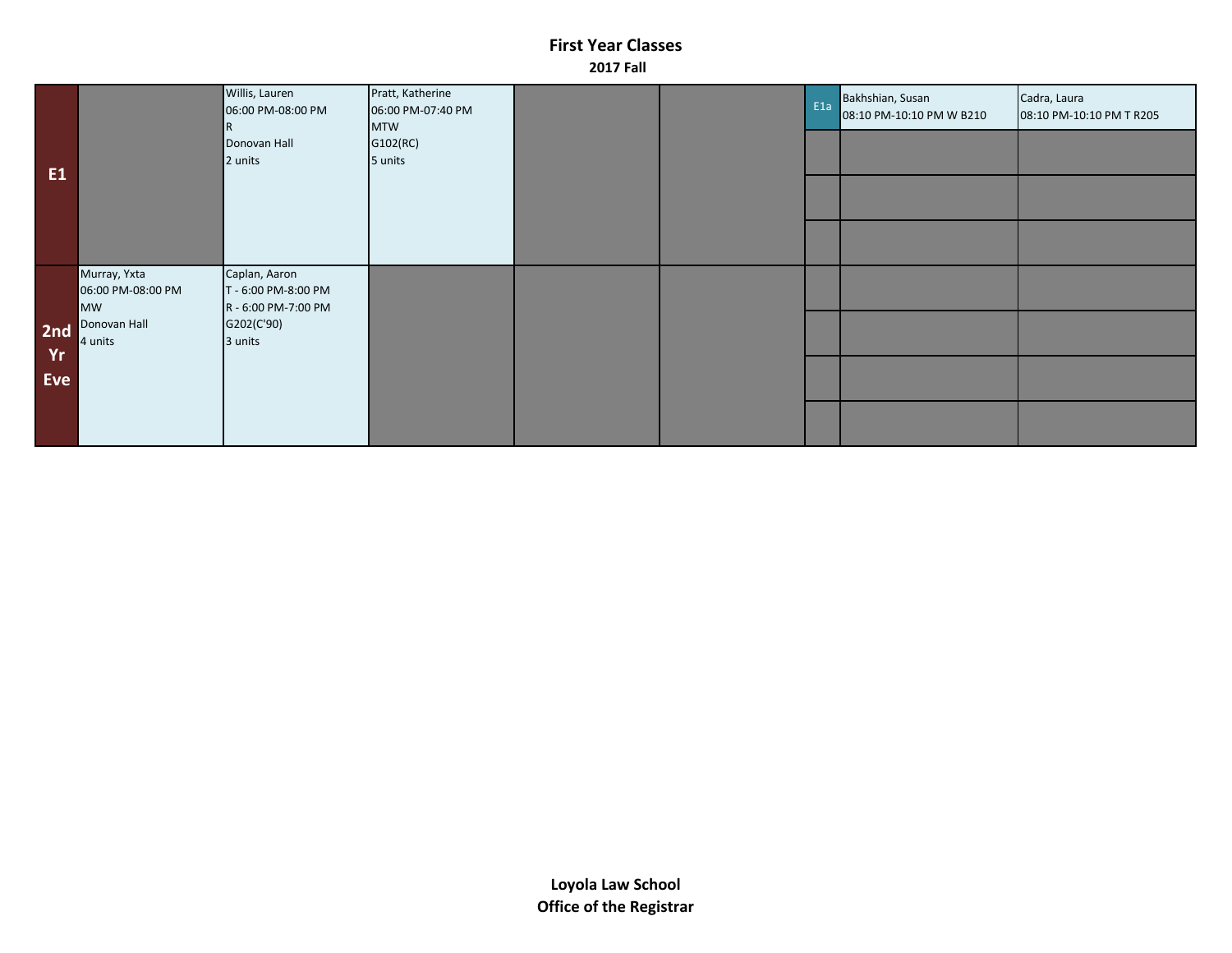## First Year Classes

**2017 Fall**

| | | | | | | | | |
|---|---|---|---|---|---|---|---|---|
| **E1** | | Willis, Lauren<br>06:00 PM-08:00 PM<br>R<br>Donovan Hall<br>2 units | Pratt, Katherine<br>06:00 PM-07:40 PM<br>MTW<br>G102(RC)<br>5 units | | | E1a | Bakhshian, Susan<br>08:10 PM-10:10 PM W B210 | Cadra, Laura<br>08:10 PM-10:10 PM T R205 |
| **2nd Yr Eve** | Murray, Yxta<br>06:00 PM-08:00 PM<br>MW<br>Donovan Hall<br>4 units | Caplan, Aaron<br>T - 6:00 PM-8:00 PM<br>R - 6:00 PM-7:00 PM<br>G202(C'90)<br>3 units | | | | | | |

**Loyola Law School**
**Office of the Registrar**